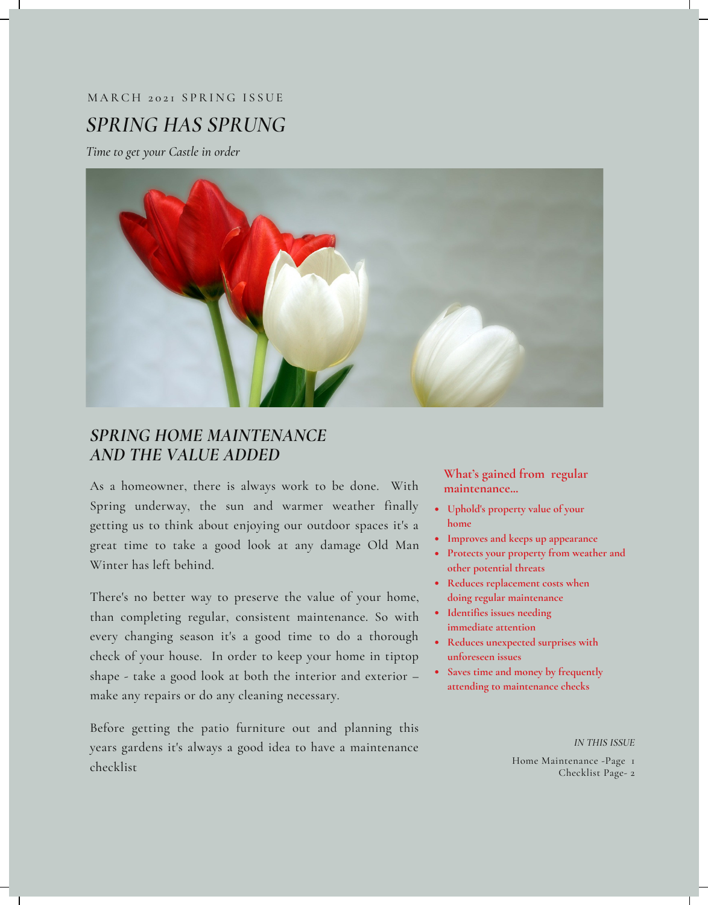MARCH 2021 SPRING ISSUE

# *SPRING HAS SPRUNG*

*Time to get your Castle in order*

## *SPRING HOME MAINTENANCE AND THE VALUE ADDED*

As a homeowner, there is always work to be done. With Spring underway, the sun and warmer weather finally getting us to think about enjoying our outdoor spaces it's a great time to take a good look at any damage Old Man Winter has left behind.

There's no better way to preserve the value of your home, than completing regular, consistent maintenance. So with every changing season it's a good time to do a thorough check of your house. In order to keep your home in tiptop shape - take a good look at both the interior and exterior – make any repairs or do any cleaning necessary.

Before getting the patio furniture out and planning this years gardens it's always a good idea to have a maintenance checklist

### What's gained from regular maintenance...

- **Uphold's property value of your home**
- **Improves and keeps up appearance**
- **Protects your property from weather and other potential threats**
- **Reduces replacement costs when doing regular maintenance**
- **Identifies issues needing immediate attention**
- **Reduces unexpected surprises with unforeseen issues**
- **Saves time and money by frequently attending to maintenance checks**

*IN THIS ISSUE*

Home Maintenance -Page 1
Checklist Page- 2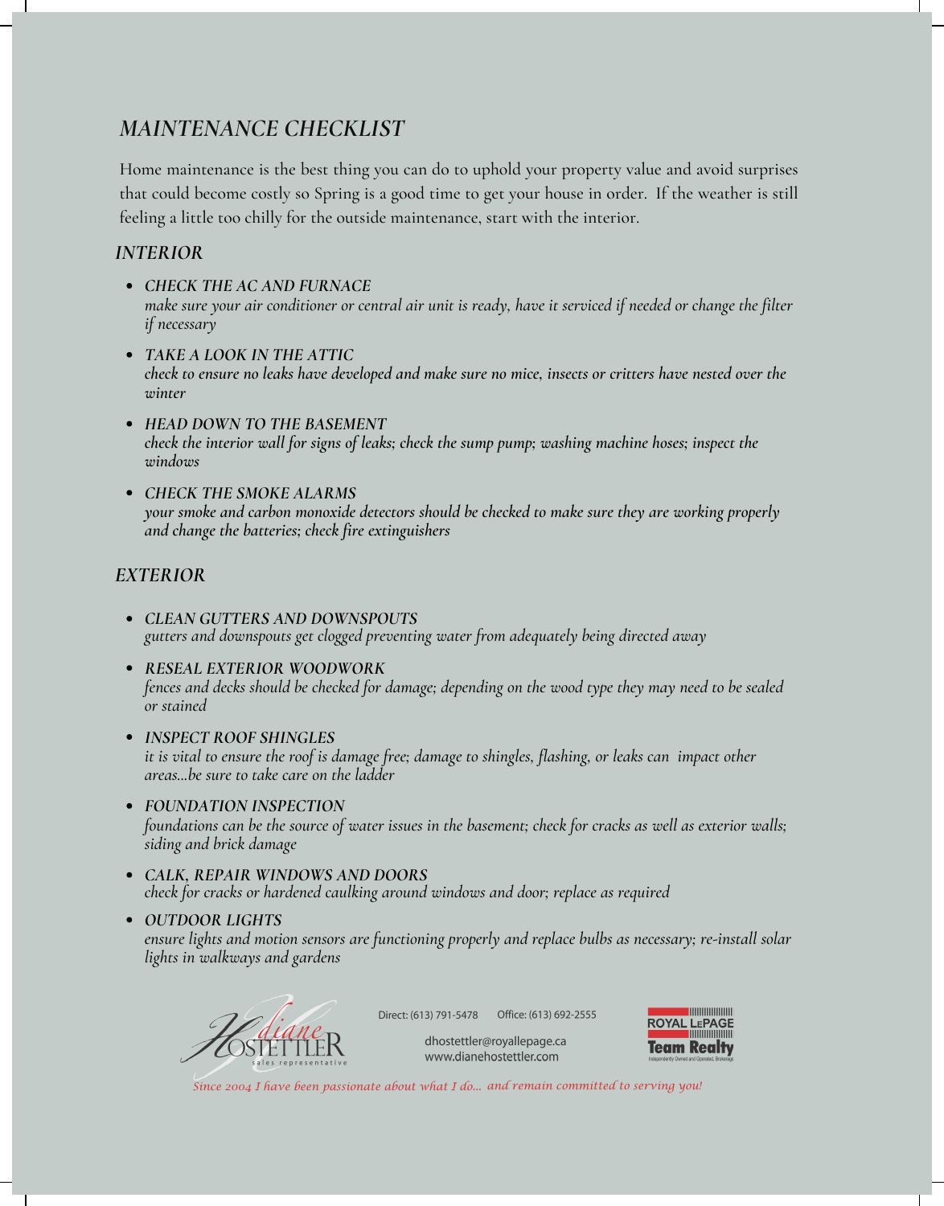# *MAINTENANCE CHECKLIST*

Home maintenance is the best thing you can do to uphold your property value and avoid surprises that could become costly so Spring is a good time to get your house in order. If the weather is still feeling a little too chilly for the outside maintenance, start with the interior.

## *INTERIOR*

- ***CHECK THE AC AND FURNACE***
  *make sure your air conditioner or central air unit is ready, have it serviced if needed or change the filter if necessary*
- ***TAKE A LOOK IN THE ATTIC***
  *check to ensure no leaks have developed and make sure no mice, insects or critters have nested over the winter*
- ***HEAD DOWN TO THE BASEMENT***
  *check the interior wall for signs of leaks; check the sump pump; washing machine hoses; inspect the windows*
- ***CHECK THE SMOKE ALARMS***
  *your smoke and carbon monoxide detectors should be checked to make sure they are working properly and change the batteries; check fire extinguishers*

## *EXTERIOR*

- ***CLEAN GUTTERS AND DOWNSPOUTS***
  *gutters and downspouts get clogged preventing water from adequately being directed away*
- ***RESEAL EXTERIOR WOODWORK***
  *fences and decks should be checked for damage; depending on the wood type they may need to be sealed or stained*
- ***INSPECT ROOF SHINGLES***
  *it is vital to ensure the roof is damage free; damage to shingles, flashing, or leaks can impact other areas...be sure to take care on the ladder*
- ***FOUNDATION INSPECTION***
  *foundations can be the source of water issues in the basement; check for cracks as well as exterior walls; siding and brick damage*
- ***CALK, REPAIR WINDOWS AND DOORS***
  *check for cracks or hardened caulking around windows and door; replace as required*
- ***OUTDOOR LIGHTS***
  *ensure lights and motion sensors are functioning properly and replace bulbs as necessary; re-install solar lights in walkways and gardens*

Diane Hostettler
sales representative

Direct: (613) 791-5478 Office: (613) 692-2555

dhostettler@royallepage.ca
www.dianehostettler.com

ROYAL LEPAGE
Team Realty
Independently Owned and Operated, Brokerage

*Since 2004 I have been passionate about what I do... and remain committed to serving you!*